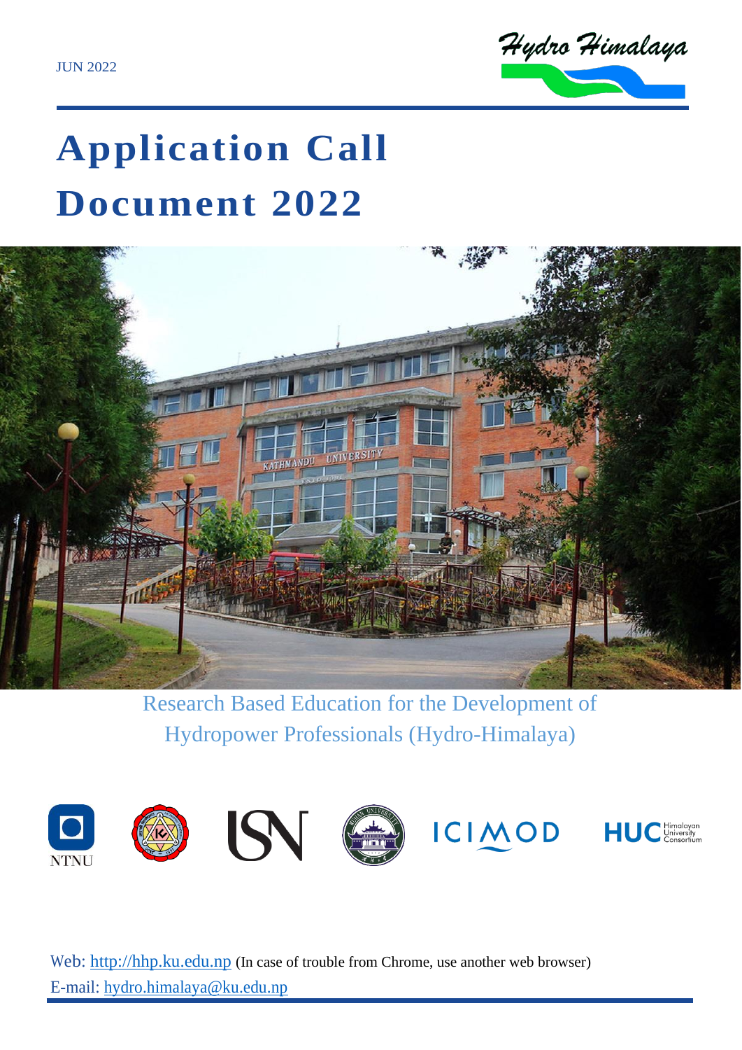JUN 2022

Hydro Himalaya

# Application Call Document 2022

Research Based Education for the Development of Hydropower Professionals (Hydro-Himalaya)

NTNU ICIMOD HUC Himalayan University Consortium

Web: http://hhp.ku.edu.np (In case of trouble from Chrome, use another web browser)

E-mail: hydro.himalaya@ku.edu.np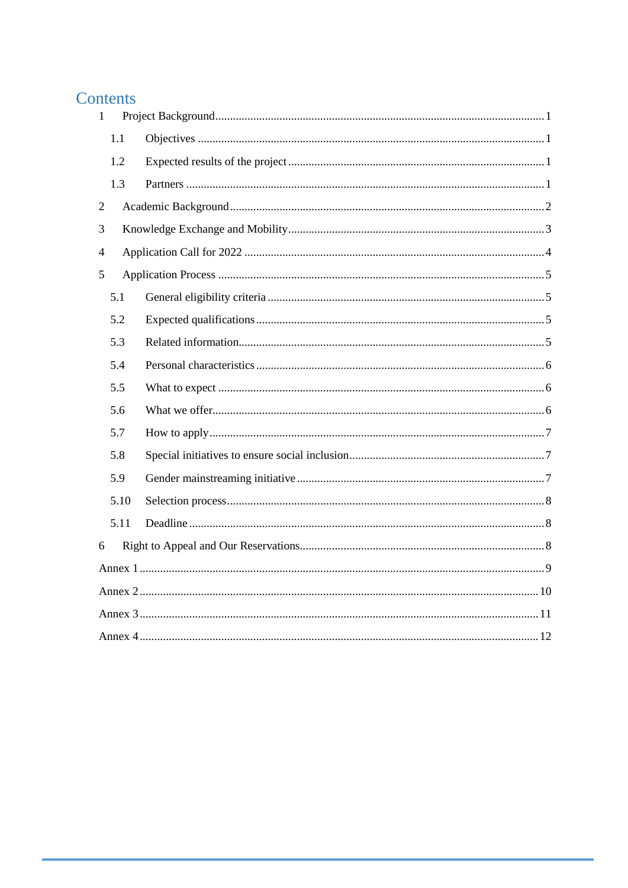# Contents

1 Project Background ........................................................................................................ 1

- 1.1 Objectives ..................................................................................................... 1
- 1.2 Expected results of the project ..................................................................... 1
- 1.3 Partners ........................................................................................................ 1

2 Academic Background ...................................................................................................... 2

3 Knowledge Exchange and Mobility .................................................................................. 3

4 Application Call for 2022 .................................................................................................. 4

5 Application Process .......................................................................................................... 5

- 5.1 General eligibility criteria ............................................................................... 5
- 5.2 Expected qualifications .................................................................................. 5
- 5.3 Related information ........................................................................................ 5
- 5.4 Personal characteristics ................................................................................. 6
- 5.5 What to expect ............................................................................................... 6
- 5.6 What we offer ................................................................................................. 6
- 5.7 How to apply ................................................................................................... 7
- 5.8 Special initiatives to ensure social inclusion .................................................. 7
- 5.9 Gender mainstreaming initiative .................................................................... 7
- 5.10 Selection process ........................................................................................... 8
- 5.11 Deadline ......................................................................................................... 8

6 Right to Appeal and Our Reservations .............................................................................. 8

Annex 1 ................................................................................................................................ 9

Annex 2 ................................................................................................................................ 10

Annex 3 ................................................................................................................................ 11

Annex 4 ................................................................................................................................ 12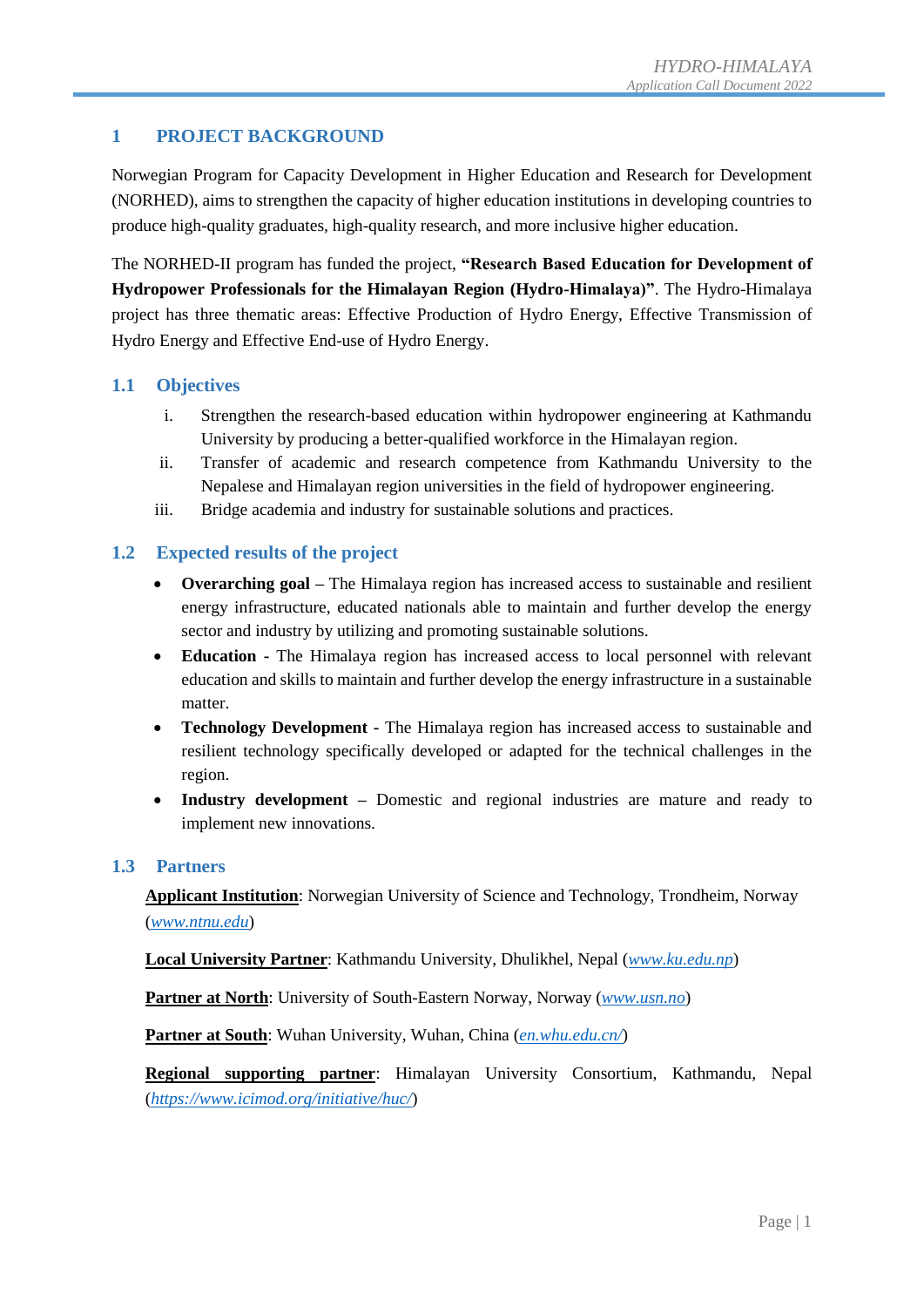# 1 PROJECT BACKGROUND

Norwegian Program for Capacity Development in Higher Education and Research for Development (NORHED), aims to strengthen the capacity of higher education institutions in developing countries to produce high-quality graduates, high-quality research, and more inclusive higher education.

The NORHED-II program has funded the project, **"Research Based Education for Development of Hydropower Professionals for the Himalayan Region (Hydro-Himalaya)"**. The Hydro-Himalaya project has three thematic areas: Effective Production of Hydro Energy, Effective Transmission of Hydro Energy and Effective End-use of Hydro Energy.

## 1.1 Objectives

i. Strengthen the research-based education within hydropower engineering at Kathmandu University by producing a better-qualified workforce in the Himalayan region.
ii. Transfer of academic and research competence from Kathmandu University to the Nepalese and Himalayan region universities in the field of hydropower engineering.
iii. Bridge academia and industry for sustainable solutions and practices.

## 1.2 Expected results of the project

- **Overarching goal –** The Himalaya region has increased access to sustainable and resilient energy infrastructure, educated nationals able to maintain and further develop the energy sector and industry by utilizing and promoting sustainable solutions.
- **Education -** The Himalaya region has increased access to local personnel with relevant education and skills to maintain and further develop the energy infrastructure in a sustainable matter.
- **Technology Development -** The Himalaya region has increased access to sustainable and resilient technology specifically developed or adapted for the technical challenges in the region.
- **Industry development –** Domestic and regional industries are mature and ready to implement new innovations.

## 1.3 Partners

**Applicant Institution**: Norwegian University of Science and Technology, Trondheim, Norway (*www.ntnu.edu*)

**Local University Partner**: Kathmandu University, Dhulikhel, Nepal (*www.ku.edu.np*)

**Partner at North**: University of South-Eastern Norway, Norway (*www.usn.no*)

**Partner at South**: Wuhan University, Wuhan, China (*en.whu.edu.cn/*)

**Regional supporting partner**: Himalayan University Consortium, Kathmandu, Nepal (*https://www.icimod.org/initiative/huc/*)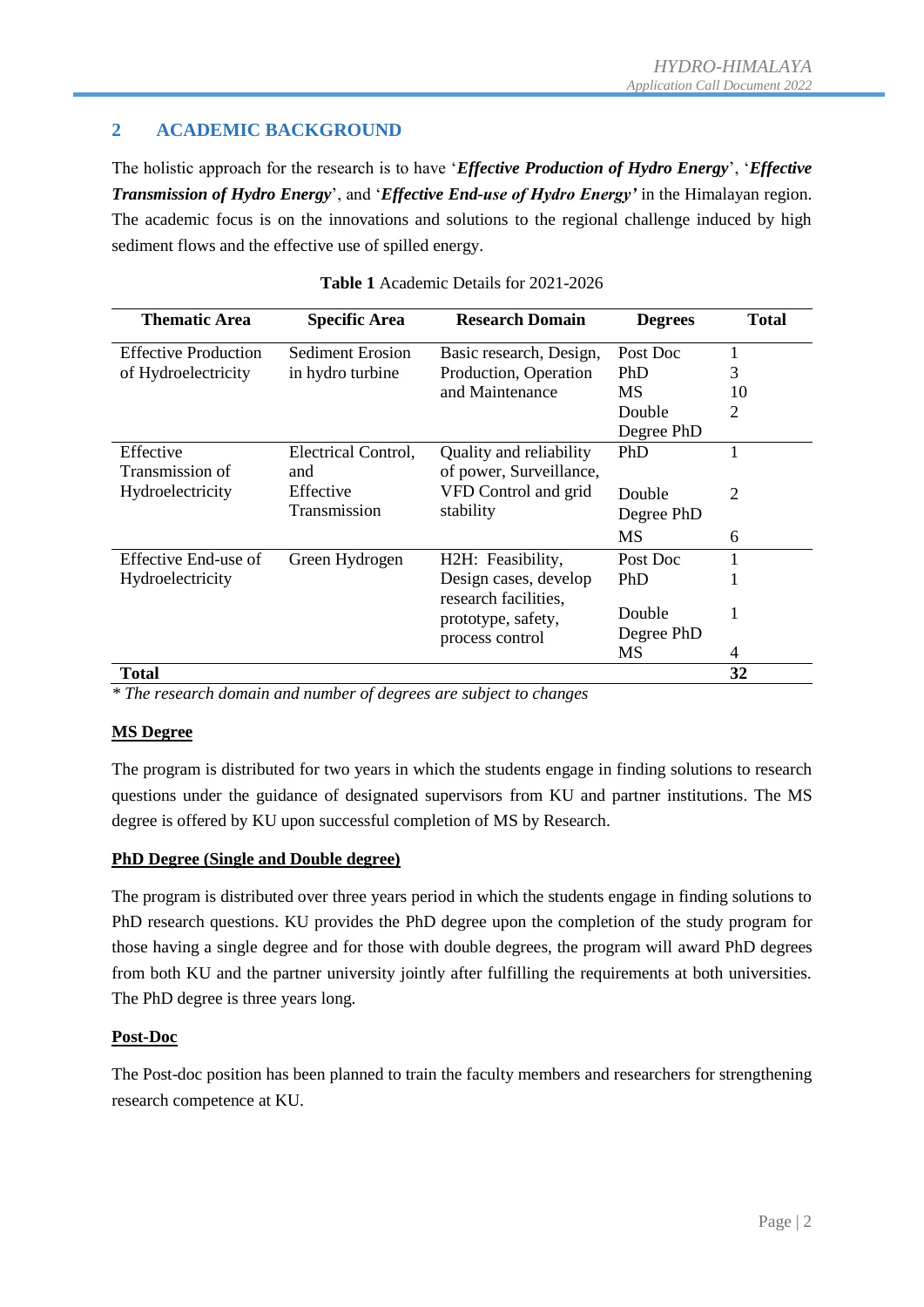## 2 ACADEMIC BACKGROUND

The holistic approach for the research is to have '***Effective Production of Hydro Energy***', '***Effective Transmission of Hydro Energy***', and '***Effective End-use of Hydro Energy'*** in the Himalayan region. The academic focus is on the innovations and solutions to the regional challenge induced by high sediment flows and the effective use of spilled energy.

**Table 1** Academic Details for 2021-2026

| Thematic Area | Specific Area | Research Domain | Degrees | Total |
|---|---|---|---|---|
| Effective Production of Hydroelectricity | Sediment Erosion in hydro turbine | Basic research, Design, Production, Operation and Maintenance | Post Doc | 1 |
| | | | PhD | 3 |
| | | | MS | 10 |
| | | | Double Degree PhD | 2 |
| Effective Transmission of Hydroelectricity | Electrical Control, and Effective Transmission | Quality and reliability of power, Surveillance, VFD Control and grid stability | PhD | 1 |
| | | | Double Degree PhD | 2 |
| | | | MS | 6 |
| Effective End-use of Hydroelectricity | Green Hydrogen | H2H: Feasibility, Design cases, develop research facilities, prototype, safety, process control | Post Doc | 1 |
| | | | PhD | 1 |
| | | | Double Degree PhD | 1 |
| | | | MS | 4 |
| **Total** | | | | **32** |

*\* The research domain and number of degrees are subject to changes*

**MS Degree**

The program is distributed for two years in which the students engage in finding solutions to research questions under the guidance of designated supervisors from KU and partner institutions. The MS degree is offered by KU upon successful completion of MS by Research.

**PhD Degree (Single and Double degree)**

The program is distributed over three years period in which the students engage in finding solutions to PhD research questions. KU provides the PhD degree upon the completion of the study program for those having a single degree and for those with double degrees, the program will award PhD degrees from both KU and the partner university jointly after fulfilling the requirements at both universities. The PhD degree is three years long.

**Post-Doc**

The Post-doc position has been planned to train the faculty members and researchers for strengthening research competence at KU.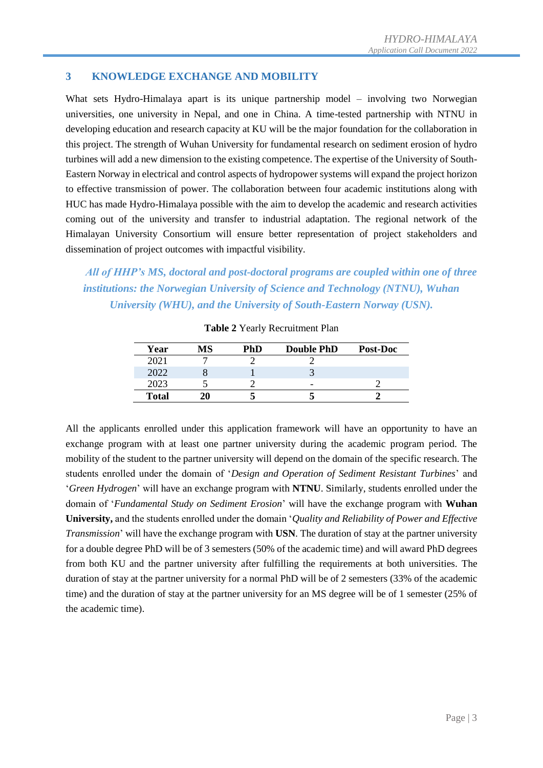## 3 KNOWLEDGE EXCHANGE AND MOBILITY

What sets Hydro-Himalaya apart is its unique partnership model – involving two Norwegian universities, one university in Nepal, and one in China. A time-tested partnership with NTNU in developing education and research capacity at KU will be the major foundation for the collaboration in this project. The strength of Wuhan University for fundamental research on sediment erosion of hydro turbines will add a new dimension to the existing competence. The expertise of the University of South-Eastern Norway in electrical and control aspects of hydropower systems will expand the project horizon to effective transmission of power. The collaboration between four academic institutions along with HUC has made Hydro-Himalaya possible with the aim to develop the academic and research activities coming out of the university and transfer to industrial adaptation. The regional network of the Himalayan University Consortium will ensure better representation of project stakeholders and dissemination of project outcomes with impactful visibility.

***All of HHP's MS, doctoral and post-doctoral programs are coupled within one of three institutions: the Norwegian University of Science and Technology (NTNU), Wuhan University (WHU), and the University of South-Eastern Norway (USN).***

**Table 2** Yearly Recruitment Plan

| Year | MS | PhD | Double PhD | Post-Doc |
|---|---|---|---|---|
| 2021 | 7 | 2 | 2 | |
| 2022 | 8 | 1 | 3 | |
| 2023 | 5 | 2 | - | 2 |
| **Total** | **20** | **5** | **5** | **2** |

All the applicants enrolled under this application framework will have an opportunity to have an exchange program with at least one partner university during the academic program period. The mobility of the student to the partner university will depend on the domain of the specific research. The students enrolled under the domain of '*Design and Operation of Sediment Resistant Turbines*' and '*Green Hydrogen*' will have an exchange program with **NTNU**. Similarly, students enrolled under the domain of '*Fundamental Study on Sediment Erosion*' will have the exchange program with **Wuhan University,** and the students enrolled under the domain '*Quality and Reliability of Power and Effective Transmission*' will have the exchange program with **USN**. The duration of stay at the partner university for a double degree PhD will be of 3 semesters (50% of the academic time) and will award PhD degrees from both KU and the partner university after fulfilling the requirements at both universities. The duration of stay at the partner university for a normal PhD will be of 2 semesters (33% of the academic time) and the duration of stay at the partner university for an MS degree will be of 1 semester (25% of the academic time).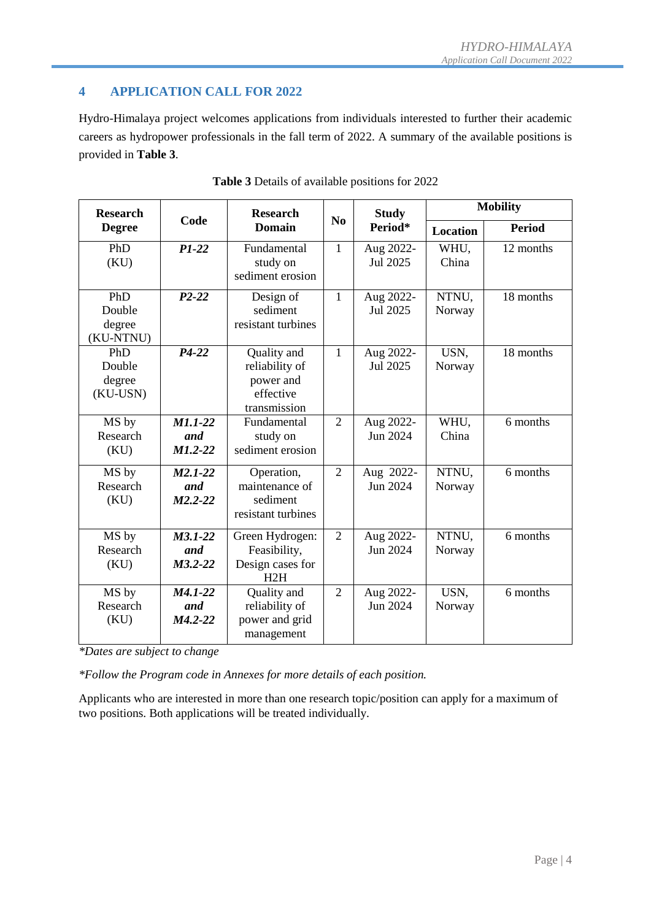## 4 APPLICATION CALL FOR 2022

Hydro-Himalaya project welcomes applications from individuals interested to further their academic careers as hydropower professionals in the fall term of 2022. A summary of the available positions is provided in **Table 3**.

**Table 3** Details of available positions for 2022

| Research Degree | Code | Research Domain | No | Study Period* | Mobility | |
|---|---|---|---|---|---|---|
| | | | | | **Location** | **Period** |
| PhD (KU) | ***P1-22*** | Fundamental study on sediment erosion | 1 | Aug 2022-Jul 2025 | WHU, China | 12 months |
| PhD Double degree (KU-NTNU) | ***P2-22*** | Design of sediment resistant turbines | 1 | Aug 2022-Jul 2025 | NTNU, Norway | 18 months |
| PhD Double degree (KU-USN) | ***P4-22*** | Quality and reliability of power and effective transmission | 1 | Aug 2022-Jul 2025 | USN, Norway | 18 months |
| MS by Research (KU) | ***M1.1-22 and M1.2-22*** | Fundamental study on sediment erosion | 2 | Aug 2022-Jun 2024 | WHU, China | 6 months |
| MS by Research (KU) | ***M2.1-22 and M2.2-22*** | Operation, maintenance of sediment resistant turbines | 2 | Aug 2022-Jun 2024 | NTNU, Norway | 6 months |
| MS by Research (KU) | ***M3.1-22 and M3.2-22*** | Green Hydrogen: Feasibility, Design cases for H2H | 2 | Aug 2022-Jun 2024 | NTNU, Norway | 6 months |
| MS by Research (KU) | ***M4.1-22 and M4.2-22*** | Quality and reliability of power and grid management | 2 | Aug 2022-Jun 2024 | USN, Norway | 6 months |

*\*Dates are subject to change*

*\*Follow the Program code in Annexes for more details of each position.*

Applicants who are interested in more than one research topic/position can apply for a maximum of two positions. Both applications will be treated individually.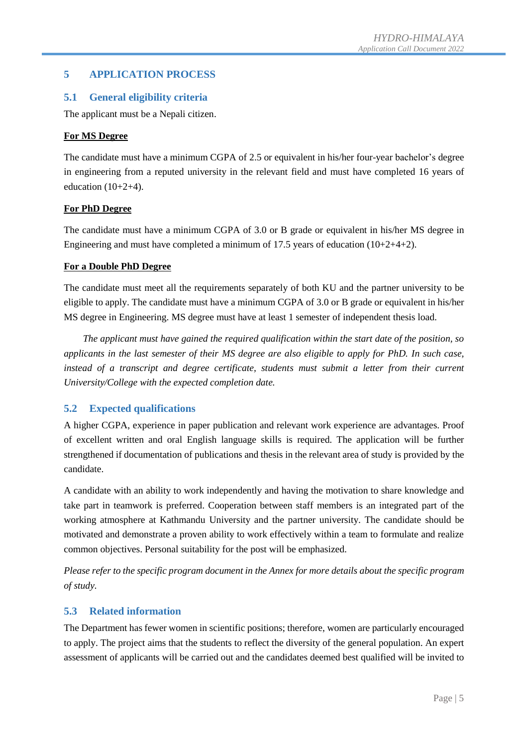# 5 APPLICATION PROCESS

## 5.1 General eligibility criteria

The applicant must be a Nepali citizen.

**For MS Degree**

The candidate must have a minimum CGPA of 2.5 or equivalent in his/her four-year bachelor's degree in engineering from a reputed university in the relevant field and must have completed 16 years of education (10+2+4).

**For PhD Degree**

The candidate must have a minimum CGPA of 3.0 or B grade or equivalent in his/her MS degree in Engineering and must have completed a minimum of 17.5 years of education (10+2+4+2).

**For a Double PhD Degree**

The candidate must meet all the requirements separately of both KU and the partner university to be eligible to apply. The candidate must have a minimum CGPA of 3.0 or B grade or equivalent in his/her MS degree in Engineering. MS degree must have at least 1 semester of independent thesis load.

*The applicant must have gained the required qualification within the start date of the position, so applicants in the last semester of their MS degree are also eligible to apply for PhD. In such case, instead of a transcript and degree certificate, students must submit a letter from their current University/College with the expected completion date.*

## 5.2 Expected qualifications

A higher CGPA, experience in paper publication and relevant work experience are advantages. Proof of excellent written and oral English language skills is required. The application will be further strengthened if documentation of publications and thesis in the relevant area of study is provided by the candidate.

A candidate with an ability to work independently and having the motivation to share knowledge and take part in teamwork is preferred. Cooperation between staff members is an integrated part of the working atmosphere at Kathmandu University and the partner university. The candidate should be motivated and demonstrate a proven ability to work effectively within a team to formulate and realize common objectives. Personal suitability for the post will be emphasized.

*Please refer to the specific program document in the Annex for more details about the specific program of study.*

## 5.3 Related information

The Department has fewer women in scientific positions; therefore, women are particularly encouraged to apply. The project aims that the students to reflect the diversity of the general population. An expert assessment of applicants will be carried out and the candidates deemed best qualified will be invited to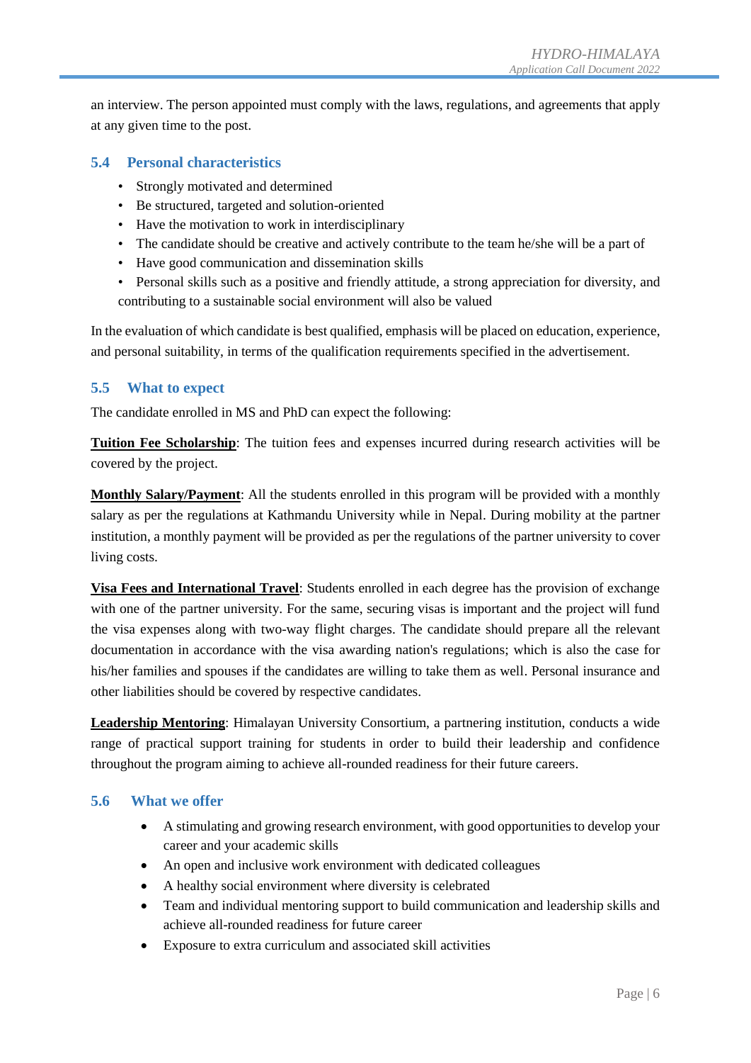an interview. The person appointed must comply with the laws, regulations, and agreements that apply at any given time to the post.

## 5.4 Personal characteristics

- Strongly motivated and determined
- Be structured, targeted and solution-oriented
- Have the motivation to work in interdisciplinary
- The candidate should be creative and actively contribute to the team he/she will be a part of
- Have good communication and dissemination skills
- Personal skills such as a positive and friendly attitude, a strong appreciation for diversity, and contributing to a sustainable social environment will also be valued

In the evaluation of which candidate is best qualified, emphasis will be placed on education, experience, and personal suitability, in terms of the qualification requirements specified in the advertisement.

## 5.5 What to expect

The candidate enrolled in MS and PhD can expect the following:

**Tuition Fee Scholarship**: The tuition fees and expenses incurred during research activities will be covered by the project.

**Monthly Salary/Payment**: All the students enrolled in this program will be provided with a monthly salary as per the regulations at Kathmandu University while in Nepal. During mobility at the partner institution, a monthly payment will be provided as per the regulations of the partner university to cover living costs.

**Visa Fees and International Travel**: Students enrolled in each degree has the provision of exchange with one of the partner university. For the same, securing visas is important and the project will fund the visa expenses along with two-way flight charges. The candidate should prepare all the relevant documentation in accordance with the visa awarding nation's regulations; which is also the case for his/her families and spouses if the candidates are willing to take them as well. Personal insurance and other liabilities should be covered by respective candidates.

**Leadership Mentoring**: Himalayan University Consortium, a partnering institution, conducts a wide range of practical support training for students in order to build their leadership and confidence throughout the program aiming to achieve all-rounded readiness for their future careers.

## 5.6 What we offer

- A stimulating and growing research environment, with good opportunities to develop your career and your academic skills
- An open and inclusive work environment with dedicated colleagues
- A healthy social environment where diversity is celebrated
- Team and individual mentoring support to build communication and leadership skills and achieve all-rounded readiness for future career
- Exposure to extra curriculum and associated skill activities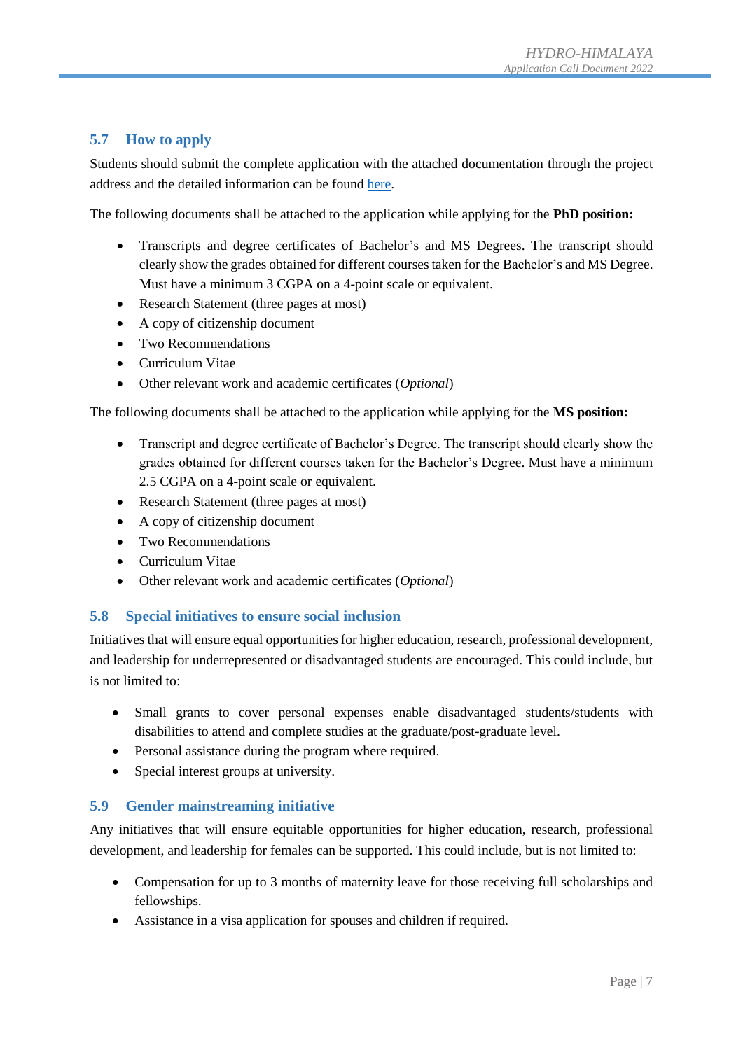### 5.7 How to apply

Students should submit the complete application with the attached documentation through the project address and the detailed information can be found here.

The following documents shall be attached to the application while applying for the **PhD position:**

- Transcripts and degree certificates of Bachelor's and MS Degrees. The transcript should clearly show the grades obtained for different courses taken for the Bachelor's and MS Degree. Must have a minimum 3 CGPA on a 4-point scale or equivalent.
- Research Statement (three pages at most)
- A copy of citizenship document
- Two Recommendations
- Curriculum Vitae
- Other relevant work and academic certificates (*Optional*)

The following documents shall be attached to the application while applying for the **MS position:**

- Transcript and degree certificate of Bachelor's Degree. The transcript should clearly show the grades obtained for different courses taken for the Bachelor's Degree. Must have a minimum 2.5 CGPA on a 4-point scale or equivalent.
- Research Statement (three pages at most)
- A copy of citizenship document
- Two Recommendations
- Curriculum Vitae
- Other relevant work and academic certificates (*Optional*)

### 5.8 Special initiatives to ensure social inclusion

Initiatives that will ensure equal opportunities for higher education, research, professional development, and leadership for underrepresented or disadvantaged students are encouraged. This could include, but is not limited to:

- Small grants to cover personal expenses enable disadvantaged students/students with disabilities to attend and complete studies at the graduate/post-graduate level.
- Personal assistance during the program where required.
- Special interest groups at university.

### 5.9 Gender mainstreaming initiative

Any initiatives that will ensure equitable opportunities for higher education, research, professional development, and leadership for females can be supported. This could include, but is not limited to:

- Compensation for up to 3 months of maternity leave for those receiving full scholarships and fellowships.
- Assistance in a visa application for spouses and children if required.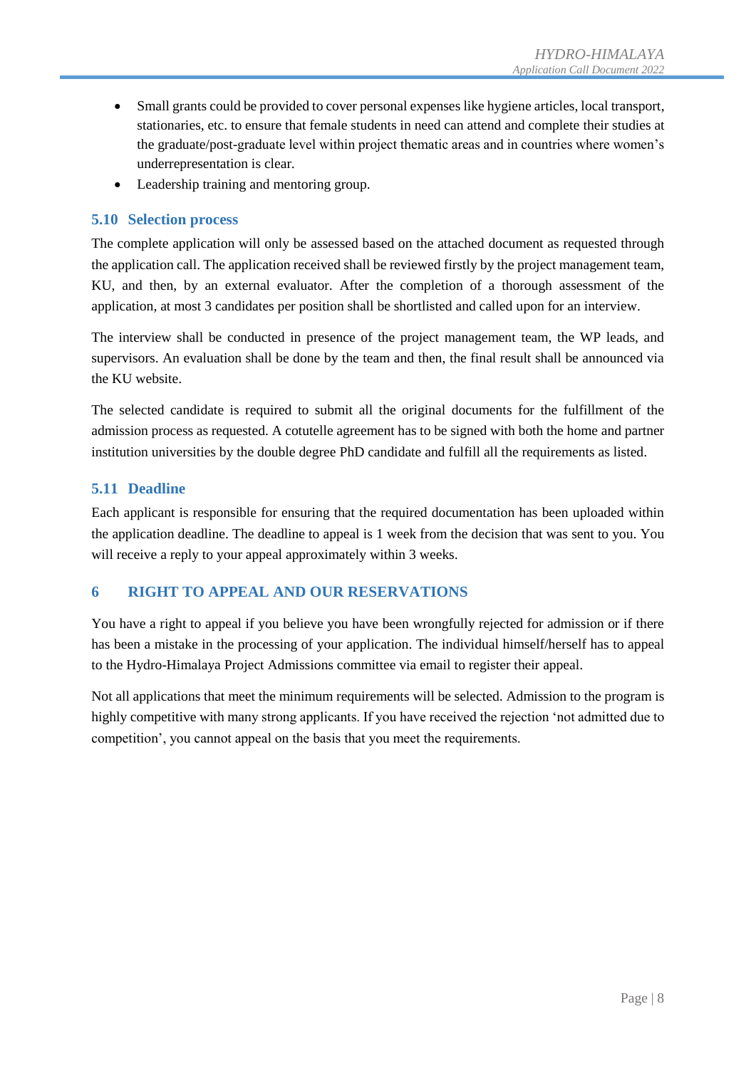- Small grants could be provided to cover personal expenses like hygiene articles, local transport, stationaries, etc. to ensure that female students in need can attend and complete their studies at the graduate/post-graduate level within project thematic areas and in countries where women's underrepresentation is clear.
- Leadership training and mentoring group.

### 5.10 Selection process

The complete application will only be assessed based on the attached document as requested through the application call. The application received shall be reviewed firstly by the project management team, KU, and then, by an external evaluator. After the completion of a thorough assessment of the application, at most 3 candidates per position shall be shortlisted and called upon for an interview.

The interview shall be conducted in presence of the project management team, the WP leads, and supervisors. An evaluation shall be done by the team and then, the final result shall be announced via the KU website.

The selected candidate is required to submit all the original documents for the fulfillment of the admission process as requested. A cotutelle agreement has to be signed with both the home and partner institution universities by the double degree PhD candidate and fulfill all the requirements as listed.

### 5.11 Deadline

Each applicant is responsible for ensuring that the required documentation has been uploaded within the application deadline. The deadline to appeal is 1 week from the decision that was sent to you. You will receive a reply to your appeal approximately within 3 weeks.

## 6 RIGHT TO APPEAL AND OUR RESERVATIONS

You have a right to appeal if you believe you have been wrongfully rejected for admission or if there has been a mistake in the processing of your application. The individual himself/herself has to appeal to the Hydro-Himalaya Project Admissions committee via email to register their appeal.

Not all applications that meet the minimum requirements will be selected. Admission to the program is highly competitive with many strong applicants. If you have received the rejection 'not admitted due to competition', you cannot appeal on the basis that you meet the requirements.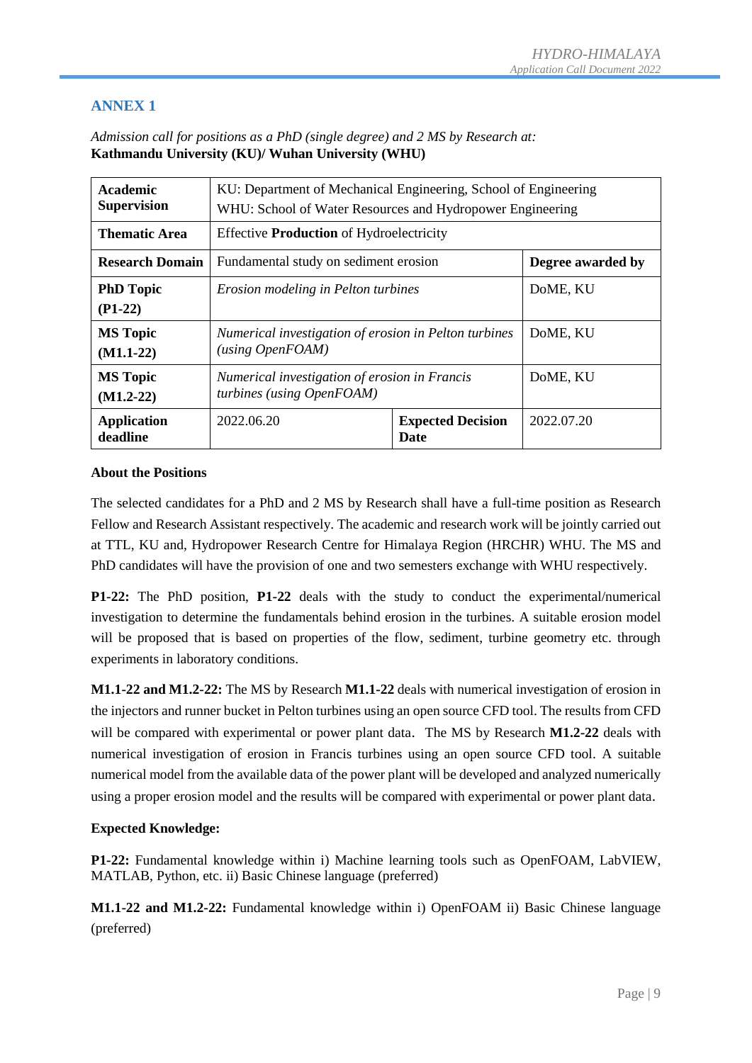## ANNEX 1

*Admission call for positions as a PhD (single degree) and 2 MS by Research at:*
**Kathmandu University (KU)/ Wuhan University (WHU)**

| **Academic Supervision** | KU: Department of Mechanical Engineering, School of Engineering<br>WHU: School of Water Resources and Hydropower Engineering | | |
|---|---|---|---|
| **Thematic Area** | Effective **Production** of Hydroelectricity | | |
| **Research Domain** | Fundamental study on sediment erosion | | **Degree awarded by** |
| **PhD Topic (P1-22)** | *Erosion modeling in Pelton turbines* | | DoME, KU |
| **MS Topic (M1.1-22)** | *Numerical investigation of erosion in Pelton turbines (using OpenFOAM)* | | DoME, KU |
| **MS Topic (M1.2-22)** | *Numerical investigation of erosion in Francis turbines (using OpenFOAM)* | | DoME, KU |
| **Application deadline** | 2022.06.20 | **Expected Decision Date** | 2022.07.20 |

**About the Positions**

The selected candidates for a PhD and 2 MS by Research shall have a full-time position as Research Fellow and Research Assistant respectively. The academic and research work will be jointly carried out at TTL, KU and, Hydropower Research Centre for Himalaya Region (HRCHR) WHU. The MS and PhD candidates will have the provision of one and two semesters exchange with WHU respectively.

**P1-22:** The PhD position, **P1-22** deals with the study to conduct the experimental/numerical investigation to determine the fundamentals behind erosion in the turbines. A suitable erosion model will be proposed that is based on properties of the flow, sediment, turbine geometry etc. through experiments in laboratory conditions.

**M1.1-22 and M1.2-22:** The MS by Research **M1.1-22** deals with numerical investigation of erosion in the injectors and runner bucket in Pelton turbines using an open source CFD tool. The results from CFD will be compared with experimental or power plant data. The MS by Research **M1.2-22** deals with numerical investigation of erosion in Francis turbines using an open source CFD tool. A suitable numerical model from the available data of the power plant will be developed and analyzed numerically using a proper erosion model and the results will be compared with experimental or power plant data.

**Expected Knowledge:**

**P1-22:** Fundamental knowledge within i) Machine learning tools such as OpenFOAM, LabVIEW, MATLAB, Python, etc. ii) Basic Chinese language (preferred)

**M1.1-22 and M1.2-22:** Fundamental knowledge within i) OpenFOAM ii) Basic Chinese language (preferred)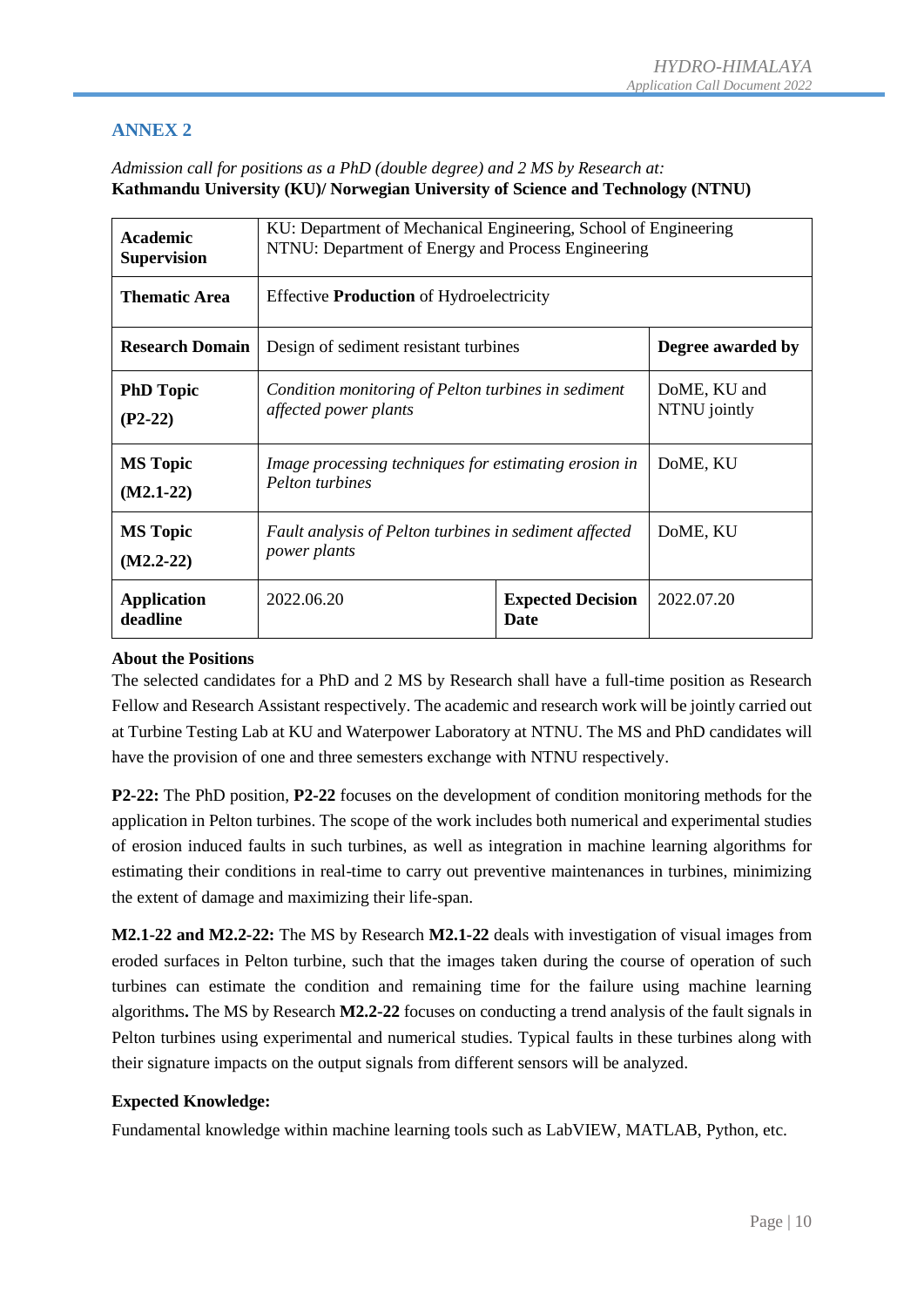## ANNEX 2

*Admission call for positions as a PhD (double degree) and 2 MS by Research at:*
**Kathmandu University (KU)/ Norwegian University of Science and Technology (NTNU)**

| **Academic Supervision** | KU: Department of Mechanical Engineering, School of Engineering<br>NTNU: Department of Energy and Process Engineering | | |
|---|---|---|---|
| **Thematic Area** | Effective **Production** of Hydroelectricity | | |
| **Research Domain** | Design of sediment resistant turbines | | **Degree awarded by** |
| **PhD Topic (P2-22)** | *Condition monitoring of Pelton turbines in sediment affected power plants* | | DoME, KU and NTNU jointly |
| **MS Topic (M2.1-22)** | *Image processing techniques for estimating erosion in Pelton turbines* | | DoME, KU |
| **MS Topic (M2.2-22)** | *Fault analysis of Pelton turbines in sediment affected power plants* | | DoME, KU |
| **Application deadline** | 2022.06.20 | **Expected Decision Date** | 2022.07.20 |

**About the Positions**

The selected candidates for a PhD and 2 MS by Research shall have a full-time position as Research Fellow and Research Assistant respectively. The academic and research work will be jointly carried out at Turbine Testing Lab at KU and Waterpower Laboratory at NTNU. The MS and PhD candidates will have the provision of one and three semesters exchange with NTNU respectively.

**P2-22:** The PhD position, **P2-22** focuses on the development of condition monitoring methods for the application in Pelton turbines. The scope of the work includes both numerical and experimental studies of erosion induced faults in such turbines, as well as integration in machine learning algorithms for estimating their conditions in real-time to carry out preventive maintenances in turbines, minimizing the extent of damage and maximizing their life-span.

**M2.1-22 and M2.2-22:** The MS by Research **M2.1-22** deals with investigation of visual images from eroded surfaces in Pelton turbine, such that the images taken during the course of operation of such turbines can estimate the condition and remaining time for the failure using machine learning algorithms**.** The MS by Research **M2.2-22** focuses on conducting a trend analysis of the fault signals in Pelton turbines using experimental and numerical studies. Typical faults in these turbines along with their signature impacts on the output signals from different sensors will be analyzed.

**Expected Knowledge:**

Fundamental knowledge within machine learning tools such as LabVIEW, MATLAB, Python, etc.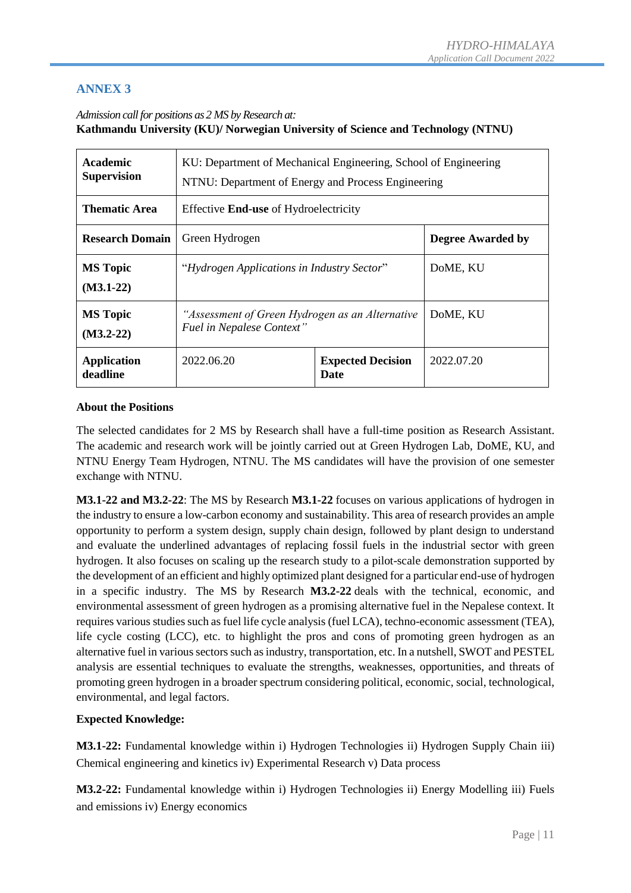## ANNEX 3

*Admission call for positions as 2 MS by Research at:*
**Kathmandu University (KU)/ Norwegian University of Science and Technology (NTNU)**

| **Academic Supervision** | KU: Department of Mechanical Engineering, School of Engineering<br>NTNU: Department of Energy and Process Engineering | | |
|---|---|---|---|
| **Thematic Area** | Effective **End-use** of Hydroelectricity | | |
| **Research Domain** | Green Hydrogen | | **Degree Awarded by** |
| **MS Topic (M3.1-22)** | "*Hydrogen Applications in Industry Sector*" | | DoME, KU |
| **MS Topic (M3.2-22)** | *"Assessment of Green Hydrogen as an Alternative Fuel in Nepalese Context"* | | DoME, KU |
| **Application deadline** | 2022.06.20 | **Expected Decision Date** | 2022.07.20 |

**About the Positions**

The selected candidates for 2 MS by Research shall have a full-time position as Research Assistant. The academic and research work will be jointly carried out at Green Hydrogen Lab, DoME, KU, and NTNU Energy Team Hydrogen, NTNU. The MS candidates will have the provision of one semester exchange with NTNU.

**M3.1-22 and M3.2-22**: The MS by Research **M3.1-22** focuses on various applications of hydrogen in the industry to ensure a low-carbon economy and sustainability. This area of research provides an ample opportunity to perform a system design, supply chain design, followed by plant design to understand and evaluate the underlined advantages of replacing fossil fuels in the industrial sector with green hydrogen. It also focuses on scaling up the research study to a pilot-scale demonstration supported by the development of an efficient and highly optimized plant designed for a particular end-use of hydrogen in a specific industry. The MS by Research **M3.2-22** deals with the technical, economic, and environmental assessment of green hydrogen as a promising alternative fuel in the Nepalese context. It requires various studies such as fuel life cycle analysis (fuel LCA), techno-economic assessment (TEA), life cycle costing (LCC), etc. to highlight the pros and cons of promoting green hydrogen as an alternative fuel in various sectors such as industry, transportation, etc. In a nutshell, SWOT and PESTEL analysis are essential techniques to evaluate the strengths, weaknesses, opportunities, and threats of promoting green hydrogen in a broader spectrum considering political, economic, social, technological, environmental, and legal factors.

**Expected Knowledge:**

**M3.1-22:** Fundamental knowledge within i) Hydrogen Technologies ii) Hydrogen Supply Chain iii) Chemical engineering and kinetics iv) Experimental Research v) Data process

**M3.2-22:** Fundamental knowledge within i) Hydrogen Technologies ii) Energy Modelling iii) Fuels and emissions iv) Energy economics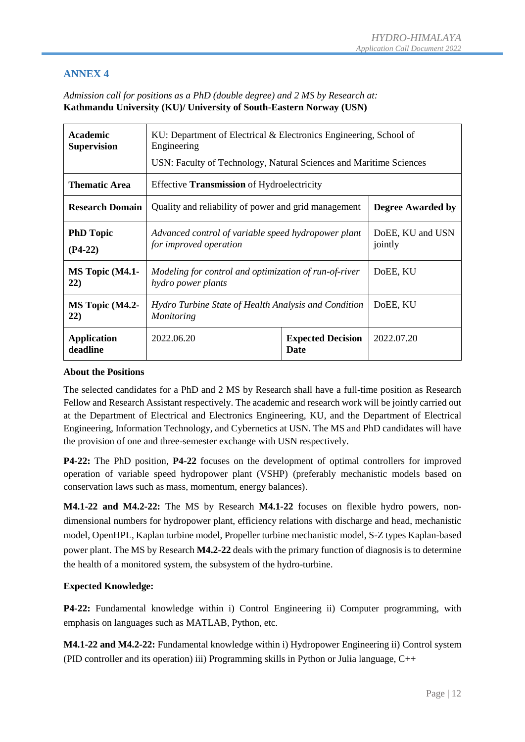## ANNEX 4

*Admission call for positions as a PhD (double degree) and 2 MS by Research at:*
**Kathmandu University (KU)/ University of South-Eastern Norway (USN)**

| | | | |
|---|---|---|---|
| **Academic Supervision** | KU: Department of Electrical & Electronics Engineering, School of Engineering<br>USN: Faculty of Technology, Natural Sciences and Maritime Sciences | | |
| **Thematic Area** | Effective **Transmission** of Hydroelectricity | | |
| **Research Domain** | Quality and reliability of power and grid management | | **Degree Awarded by** |
| **PhD Topic (P4-22)** | *Advanced control of variable speed hydropower plant for improved operation* | | DoEE, KU and USN jointly |
| **MS Topic (M4.1-22)** | *Modeling for control and optimization of run-of-river hydro power plants* | | DoEE, KU |
| **MS Topic (M4.2-22)** | *Hydro Turbine State of Health Analysis and Condition Monitoring* | | DoEE, KU |
| **Application deadline** | 2022.06.20 | **Expected Decision Date** | 2022.07.20 |

**About the Positions**

The selected candidates for a PhD and 2 MS by Research shall have a full-time position as Research Fellow and Research Assistant respectively. The academic and research work will be jointly carried out at the Department of Electrical and Electronics Engineering, KU, and the Department of Electrical Engineering, Information Technology, and Cybernetics at USN. The MS and PhD candidates will have the provision of one and three-semester exchange with USN respectively.

**P4-22:** The PhD position, **P4-22** focuses on the development of optimal controllers for improved operation of variable speed hydropower plant (VSHP) (preferably mechanistic models based on conservation laws such as mass, momentum, energy balances).

**M4.1-22 and M4.2-22:** The MS by Research **M4.1-22** focuses on flexible hydro powers, non-dimensional numbers for hydropower plant, efficiency relations with discharge and head, mechanistic model, OpenHPL, Kaplan turbine model, Propeller turbine mechanistic model, S-Z types Kaplan-based power plant. The MS by Research **M4.2-22** deals with the primary function of diagnosis is to determine the health of a monitored system, the subsystem of the hydro-turbine.

**Expected Knowledge:**

**P4-22:** Fundamental knowledge within i) Control Engineering ii) Computer programming, with emphasis on languages such as MATLAB, Python, etc.

**M4.1-22 and M4.2-22:** Fundamental knowledge within i) Hydropower Engineering ii) Control system (PID controller and its operation) iii) Programming skills in Python or Julia language, C++